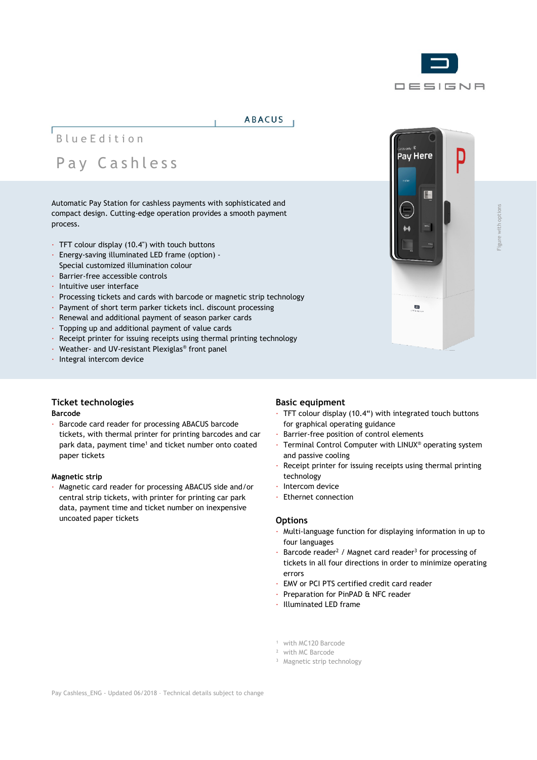ABACUS

BlueEdition

# Pay Cashless

Automatic Pay Station for cashless payments with sophisticated and compact design. Cutting-edge operation provides a smooth payment process.

- TFT colour display (10.4") with touch buttons
- Energy-saving illuminated LED frame (option) - Special customized illumination colour
- Barrier-free accessible controls
- Intuitive user interface
- Processing tickets and cards with barcode or magnetic strip technology
- Payment of short term parker tickets incl. discount processing
- Renewal and additional payment of season parker cards
- Topping up and additional payment of value cards
- Receipt printer for issuing receipts using thermal printing technology
- Weather- and UV-resistant Plexiglas® front panel
- Integral intercom device

Figure with options

## Ticket technologies

**Barcode**

- Barcode card reader for processing ABACUS barcode tickets, with thermal printer for printing barcodes and car park data, payment time[1] and ticket number onto coated paper tickets

**Magnetic strip**

- Magnetic card reader for processing ABACUS side and/or central strip tickets, with printer for printing car park data, payment time and ticket number on inexpensive uncoated paper tickets

## Basic equipment

- TFT colour display (10.4") with integrated touch buttons for graphical operating guidance
- Barrier-free position of control elements
- Terminal Control Computer with LINUX® operating system and passive cooling
- Receipt printer for issuing receipts using thermal printing technology
- Intercom device
- Ethernet connection

## Options

- Multi-language function for displaying information in up to four languages
- Barcode reader[2] / Magnet card reader[3] for processing of tickets in all four directions in order to minimize operating errors
- EMV or PCI PTS certified credit card reader
- Preparation for PinPAD & NFC reader
- Illuminated LED frame

[1] with MC120 Barcode
[2] with MC Barcode
[3] Magnetic strip technology

Pay Cashless_ENG - Updated 06/2018 - Technical details subject to change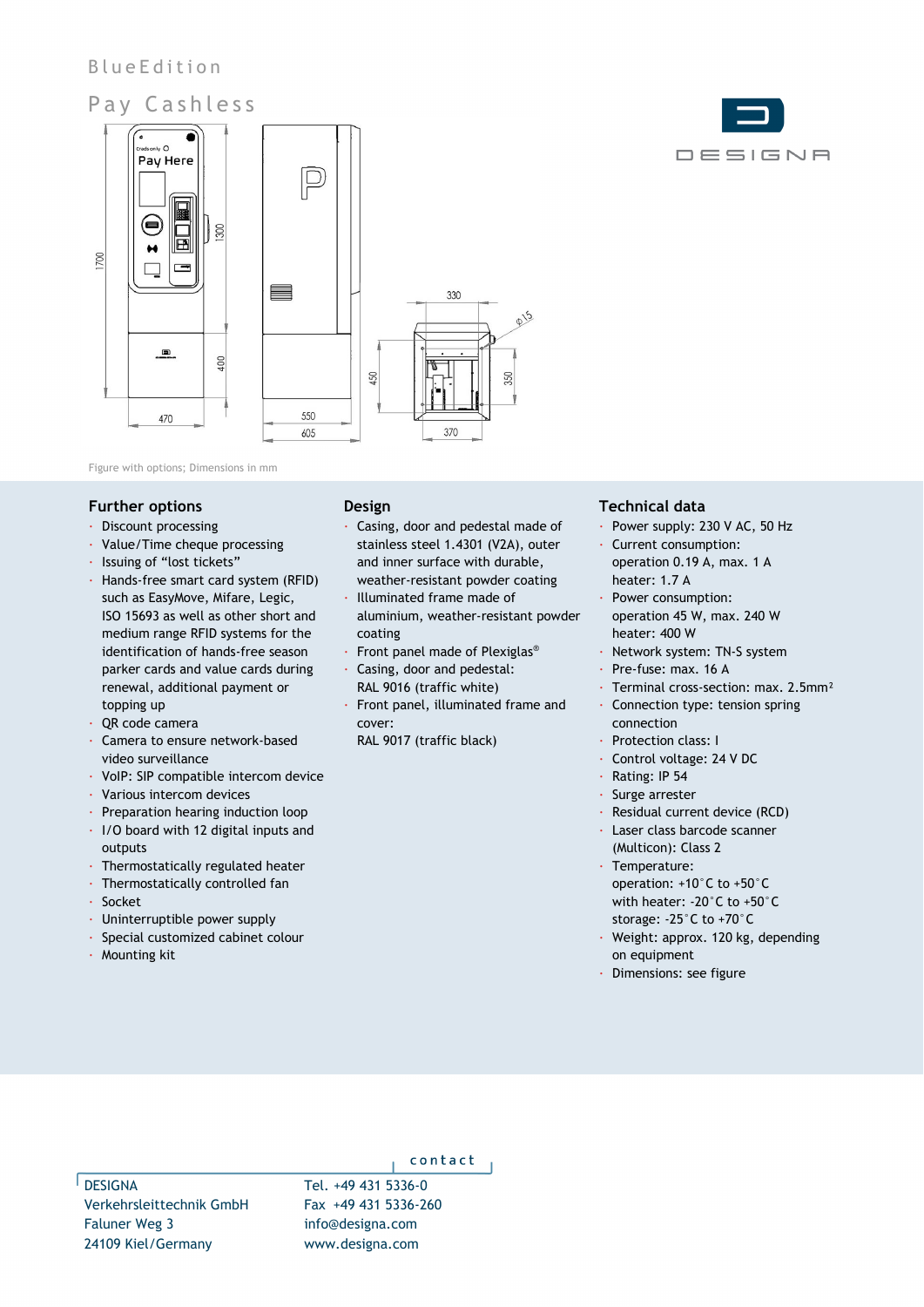BlueEdition

# Pay Cashless

Figure with options; Dimensions in mm

## Further options

- Discount processing
- Value/Time cheque processing
- Issuing of "lost tickets"
- Hands-free smart card system (RFID) such as EasyMove, Mifare, Legic, ISO 15693 as well as other short and medium range RFID systems for the identification of hands-free season parker cards and value cards during renewal, additional payment or topping up
- QR code camera
- Camera to ensure network-based video surveillance
- VoIP: SIP compatible intercom device
- Various intercom devices
- Preparation hearing induction loop
- I/O board with 12 digital inputs and outputs
- Thermostatically regulated heater
- Thermostatically controlled fan
- Socket
- Uninterruptible power supply
- Special customized cabinet colour
- Mounting kit

## Design

- Casing, door and pedestal made of stainless steel 1.4301 (V2A), outer and inner surface with durable, weather-resistant powder coating
- Illuminated frame made of aluminium, weather-resistant powder coating
- Front panel made of Plexiglas®
- Casing, door and pedestal: RAL 9016 (traffic white)
- Front panel, illuminated frame and cover: RAL 9017 (traffic black)

## Technical data

- Power supply: 230 V AC, 50 Hz
- Current consumption: operation 0.19 A, max. 1 A heater: 1.7 A
- Power consumption: operation 45 W, max. 240 W heater: 400 W
- Network system: TN-S system
- Pre-fuse: max. 16 A
- Terminal cross-section: max. 2.5mm²
- Connection type: tension spring connection
- Protection class: I
- Control voltage: 24 V DC
- Rating: IP 54
- Surge arrester
- Residual current device (RCD)
- Laser class barcode scanner (Multicon): Class 2
- Temperature: operation: +10°C to +50°C with heater: -20°C to +50°C storage: -25°C to +70°C
- Weight: approx. 120 kg, depending on equipment
- Dimensions: see figure

contact

DESIGNA
Verkehrsleittechnik GmbH
Faluner Weg 3
24109 Kiel/Germany

Tel. +49 431 5336-0
Fax +49 431 5336-260
info@designa.com
www.designa.com